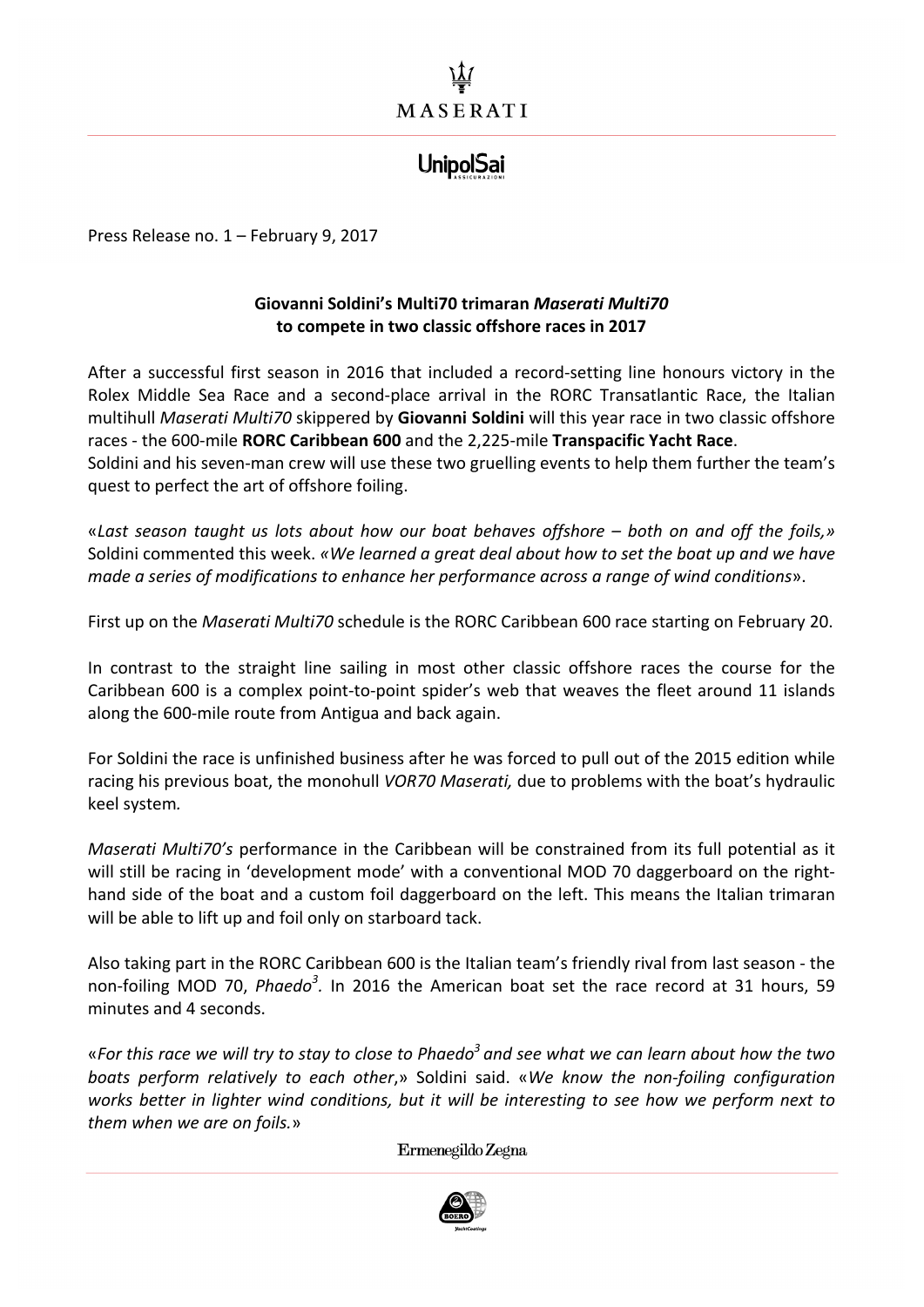Press Release no. 1 – February 9, 2017

**Giovanni Soldini's Multi70 trimaran *Maserati Multi70* to compete in two classic offshore races in 2017**

After a successful first season in 2016 that included a record-setting line honours victory in the Rolex Middle Sea Race and a second-place arrival in the RORC Transatlantic Race, the Italian multihull *Maserati Multi70* skippered by **Giovanni Soldini** will this year race in two classic offshore races - the 600-mile **RORC Caribbean 600** and the 2,225-mile **Transpacific Yacht Race**.
Soldini and his seven-man crew will use these two gruelling events to help them further the team's quest to perfect the art of offshore foiling.

«*Last season taught us lots about how our boat behaves offshore – both on and off the foils,»* Soldini commented this week. *«We learned a great deal about how to set the boat up and we have made a series of modifications to enhance her performance across a range of wind conditions*».

First up on the *Maserati Multi70* schedule is the RORC Caribbean 600 race starting on February 20.

In contrast to the straight line sailing in most other classic offshore races the course for the Caribbean 600 is a complex point-to-point spider's web that weaves the fleet around 11 islands along the 600-mile route from Antigua and back again.

For Soldini the race is unfinished business after he was forced to pull out of the 2015 edition while racing his previous boat, the monohull *VOR70 Maserati,* due to problems with the boat's hydraulic keel system*.*

*Maserati Multi70's* performance in the Caribbean will be constrained from its full potential as it will still be racing in 'development mode' with a conventional MOD 70 daggerboard on the right-hand side of the boat and a custom foil daggerboard on the left. This means the Italian trimaran will be able to lift up and foil only on starboard tack.

Also taking part in the RORC Caribbean 600 is the Italian team's friendly rival from last season - the non-foiling MOD 70, *Phaedo[3].* In 2016 the American boat set the race record at 31 hours, 59 minutes and 4 seconds.

«*For this race we will try to stay to close to Phaedo[3] and see what we can learn about how the two boats perform relatively to each other*,» Soldini said. «*We know the non-foiling configuration works better in lighter wind conditions, but it will be interesting to see how we perform next to them when we are on foils.*»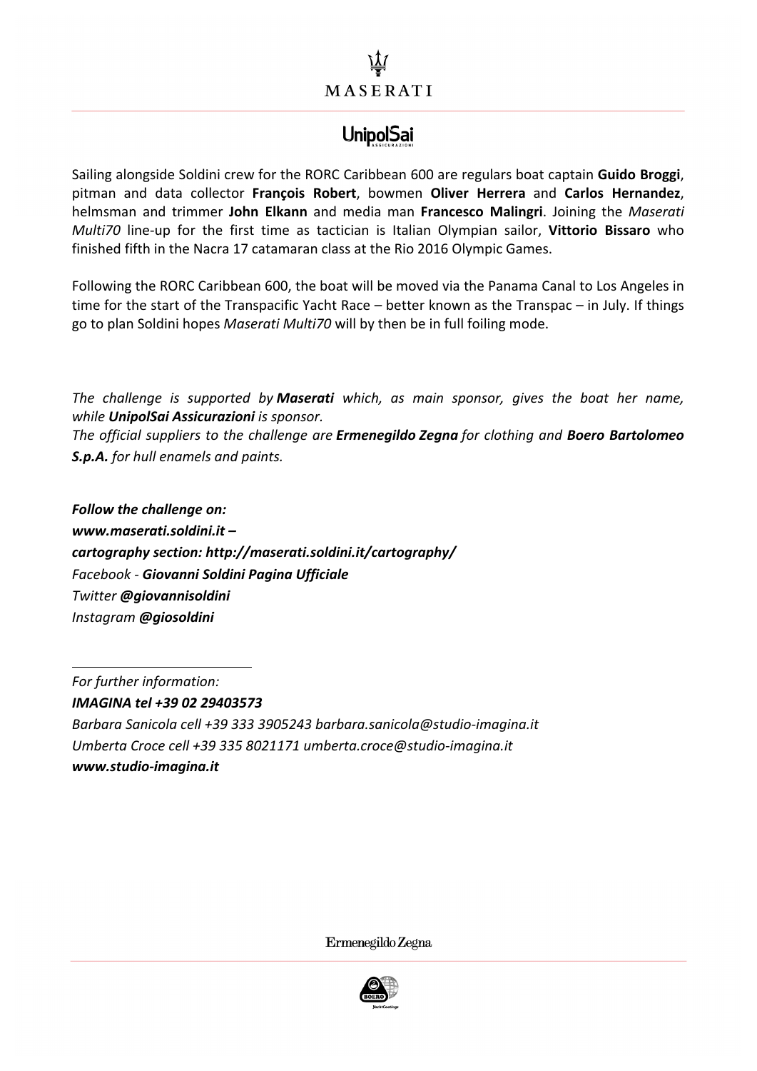Sailing alongside Soldini crew for the RORC Caribbean 600 are regulars boat captain **Guido Broggi**, pitman and data collector **François Robert**, bowmen **Oliver Herrera** and **Carlos Hernandez**, helmsman and trimmer **John Elkann** and media man **Francesco Malingri**. Joining the *Maserati Multi70* line-up for the first time as tactician is Italian Olympian sailor, **Vittorio Bissaro** who finished fifth in the Nacra 17 catamaran class at the Rio 2016 Olympic Games.

Following the RORC Caribbean 600, the boat will be moved via the Panama Canal to Los Angeles in time for the start of the Transpacific Yacht Race – better known as the Transpac – in July. If things go to plan Soldini hopes *Maserati Multi70* will by then be in full foiling mode.

*The challenge is supported by **Maserati** which, as main sponsor, gives the boat her name, while **UnipolSai Assicurazioni** is sponsor.*
*The official suppliers to the challenge are **Ermenegildo Zegna** for clothing and **Boero Bartolomeo S.p.A.** for hull enamels and paints.*

***Follow the challenge on:***
***www.maserati.soldini.it –***
***cartography section: http://maserati.soldini.it/cartography/***
*Facebook - **Giovanni Soldini Pagina Ufficiale***
*Twitter **@giovannisoldini***
*Instagram **@giosoldini***

---

*For further information:*
***IMAGINA tel +39 02 29403573***
*Barbara Sanicola cell +39 333 3905243 barbara.sanicola@studio-imagina.it*
*Umberta Croce cell +39 335 8021171 umberta.croce@studio-imagina.it*
***www.studio-imagina.it***